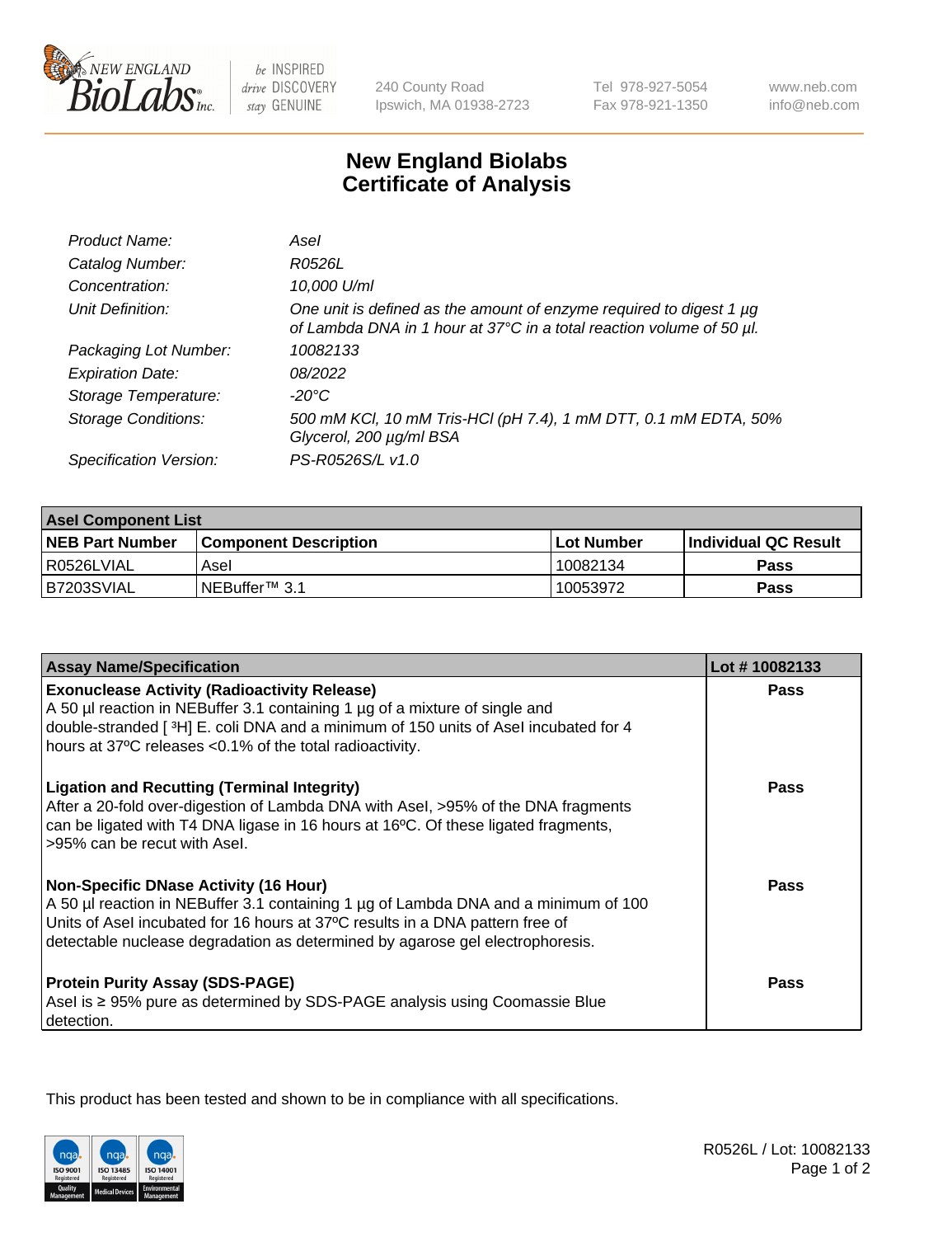New England BioLabs Inc. — be INSPIRED drive DISCOVERY stay GENUINE

240 County Road
Ipswich, MA 01938-2723

Tel 978-927-5054
Fax 978-921-1350

www.neb.com
info@neb.com

# New England Biolabs Certificate of Analysis

| | |
|---|---|
| *Product Name:* | *AseI* |
| *Catalog Number:* | *R0526L* |
| *Concentration:* | *10,000 U/ml* |
| *Unit Definition:* | *One unit is defined as the amount of enzyme required to digest 1 µg of Lambda DNA in 1 hour at 37°C in a total reaction volume of 50 µl.* |
| *Packaging Lot Number:* | *10082133* |
| *Expiration Date:* | *08/2022* |
| *Storage Temperature:* | *-20°C* |
| *Storage Conditions:* | *500 mM KCl, 10 mM Tris-HCl (pH 7.4), 1 mM DTT, 0.1 mM EDTA, 50% Glycerol, 200 µg/ml BSA* |
| *Specification Version:* | *PS-R0526S/L v1.0* |

| **AseI Component List** | | | |
|---|---|---|---|
| **NEB Part Number** | **Component Description** | **Lot Number** | **Individual QC Result** |
| R0526LVIAL | AseI | 10082134 | **Pass** |
| B7203SVIAL | NEBuffer™ 3.1 | 10053972 | **Pass** |

| **Assay Name/Specification** | **Lot # 10082133** |
|---|---|
| **Exonuclease Activity (Radioactivity Release)**<br>A 50 µl reaction in NEBuffer 3.1 containing 1 µg of a mixture of single and double-stranded [ $^3$H] E. coli DNA and a minimum of 150 units of AseI incubated for 4 hours at 37ºC releases <0.1% of the total radioactivity. | **Pass** |
| **Ligation and Recutting (Terminal Integrity)**<br>After a 20-fold over-digestion of Lambda DNA with AseI, >95% of the DNA fragments can be ligated with T4 DNA ligase in 16 hours at 16ºC. Of these ligated fragments, >95% can be recut with AseI. | **Pass** |
| **Non-Specific DNase Activity (16 Hour)**<br>A 50 µl reaction in NEBuffer 3.1 containing 1 µg of Lambda DNA and a minimum of 100 Units of AseI incubated for 16 hours at 37ºC results in a DNA pattern free of detectable nuclease degradation as determined by agarose gel electrophoresis. | **Pass** |
| **Protein Purity Assay (SDS-PAGE)**<br>AseI is ≥ 95% pure as determined by SDS-PAGE analysis using Coomassie Blue detection. | **Pass** |

This product has been tested and shown to be in compliance with all specifications.

R0526L / Lot: 10082133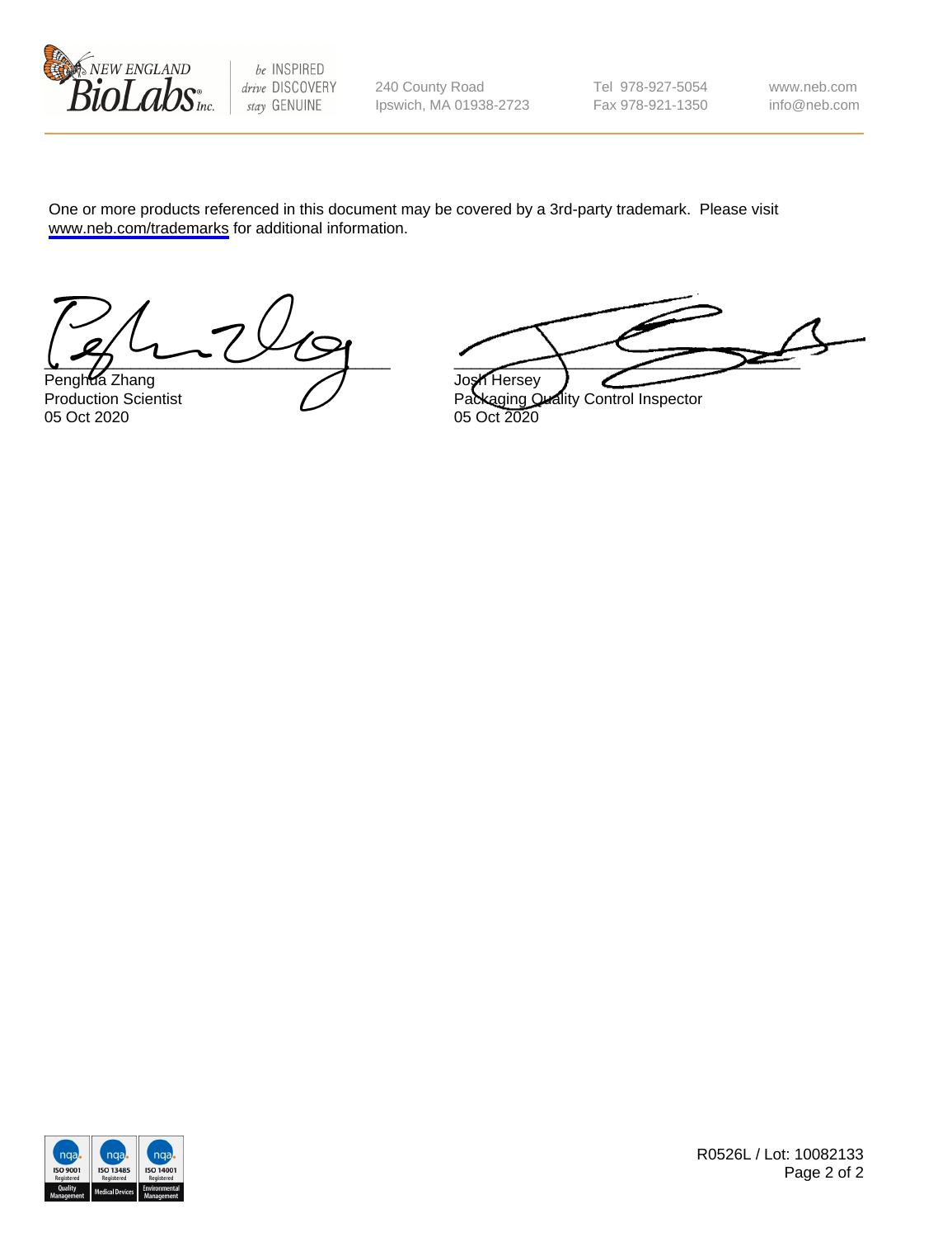One or more products referenced in this document may be covered by a 3rd-party trademark. Please visit www.neb.com/trademarks for additional information.

Penghua Zhang
Production Scientist
05 Oct 2020

Josh Hersey
Packaging Quality Control Inspector
05 Oct 2020

R0526L / Lot: 10082133